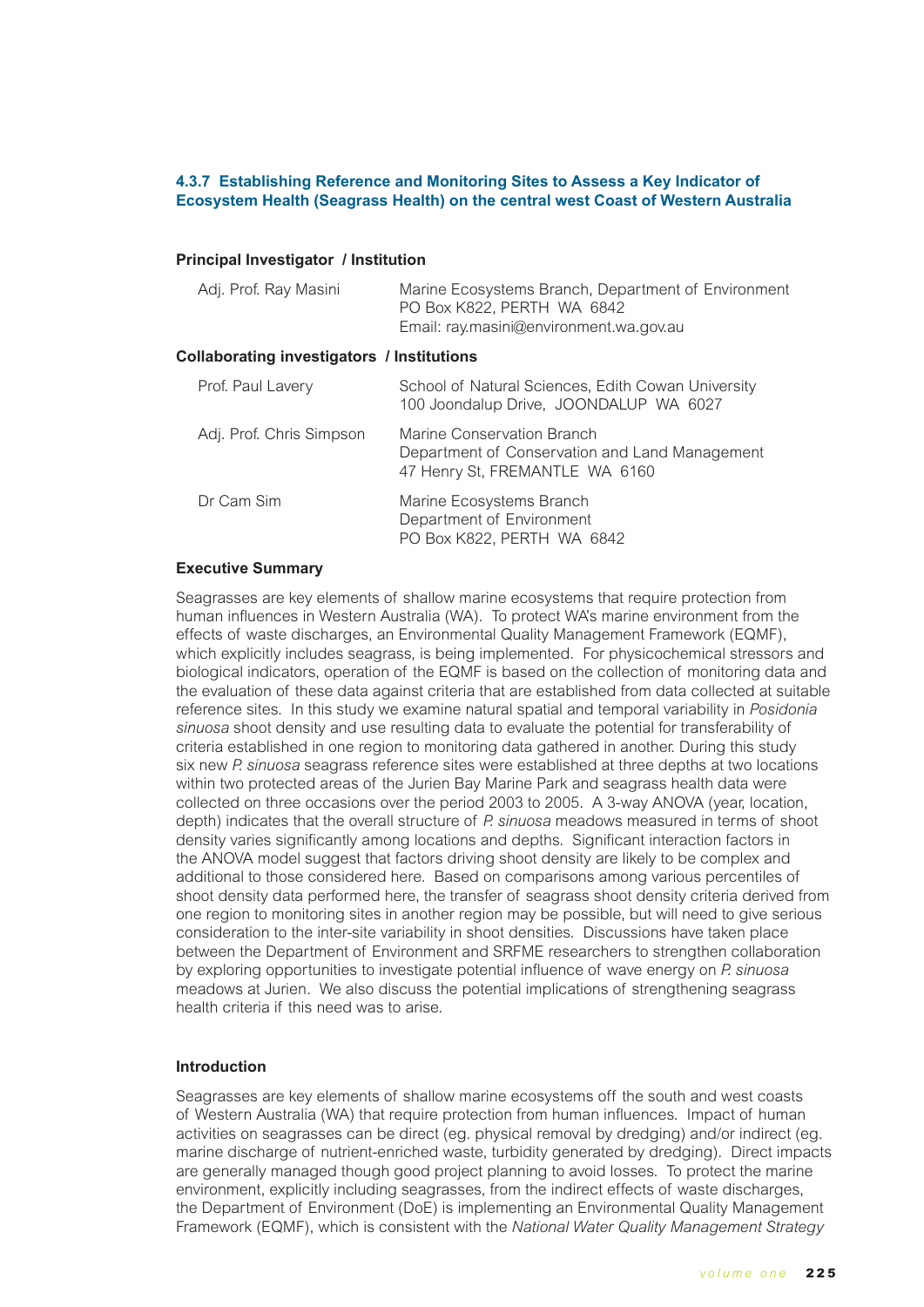### 4.3.7 Establishing Reference and Monitoring Sites to Assess a Key Indicator of Ecosystem Health (Seagrass Health) on the central west Coast of Western Australia

**Principal Investigator / Institution**

| | |
|---|---|
| Adj. Prof. Ray Masini | Marine Ecosystems Branch, Department of Environment<br>PO Box K822, PERTH WA 6842<br>Email: ray.masini@environment.wa.gov.au |

**Collaborating investigators / Institutions**

| | |
|---|---|
| Prof. Paul Lavery | School of Natural Sciences, Edith Cowan University<br>100 Joondalup Drive, JOONDALUP WA 6027 |
| Adj. Prof. Chris Simpson | Marine Conservation Branch<br>Department of Conservation and Land Management<br>47 Henry St, FREMANTLE WA 6160 |
| Dr Cam Sim | Marine Ecosystems Branch<br>Department of Environment<br>PO Box K822, PERTH WA 6842 |

**Executive Summary**

Seagrasses are key elements of shallow marine ecosystems that require protection from human influences in Western Australia (WA). To protect WA's marine environment from the effects of waste discharges, an Environmental Quality Management Framework (EQMF), which explicitly includes seagrass, is being implemented. For physicochemical stressors and biological indicators, operation of the EQMF is based on the collection of monitoring data and the evaluation of these data against criteria that are established from data collected at suitable reference sites. In this study we examine natural spatial and temporal variability in *Posidonia sinuosa* shoot density and use resulting data to evaluate the potential for transferability of criteria established in one region to monitoring data gathered in another. During this study six new *P. sinuosa* seagrass reference sites were established at three depths at two locations within two protected areas of the Jurien Bay Marine Park and seagrass health data were collected on three occasions over the period 2003 to 2005. A 3-way ANOVA (year, location, depth) indicates that the overall structure of *P. sinuosa* meadows measured in terms of shoot density varies significantly among locations and depths. Significant interaction factors in the ANOVA model suggest that factors driving shoot density are likely to be complex and additional to those considered here. Based on comparisons among various percentiles of shoot density data performed here, the transfer of seagrass shoot density criteria derived from one region to monitoring sites in another region may be possible, but will need to give serious consideration to the inter-site variability in shoot densities. Discussions have taken place between the Department of Environment and SRFME researchers to strengthen collaboration by exploring opportunities to investigate potential influence of wave energy on *P. sinuosa* meadows at Jurien. We also discuss the potential implications of strengthening seagrass health criteria if this need was to arise.

**Introduction**

Seagrasses are key elements of shallow marine ecosystems off the south and west coasts of Western Australia (WA) that require protection from human influences. Impact of human activities on seagrasses can be direct (eg. physical removal by dredging) and/or indirect (eg. marine discharge of nutrient-enriched waste, turbidity generated by dredging). Direct impacts are generally managed though good project planning to avoid losses. To protect the marine environment, explicitly including seagrasses, from the indirect effects of waste discharges, the Department of Environment (DoE) is implementing an Environmental Quality Management Framework (EQMF), which is consistent with the *National Water Quality Management Strategy*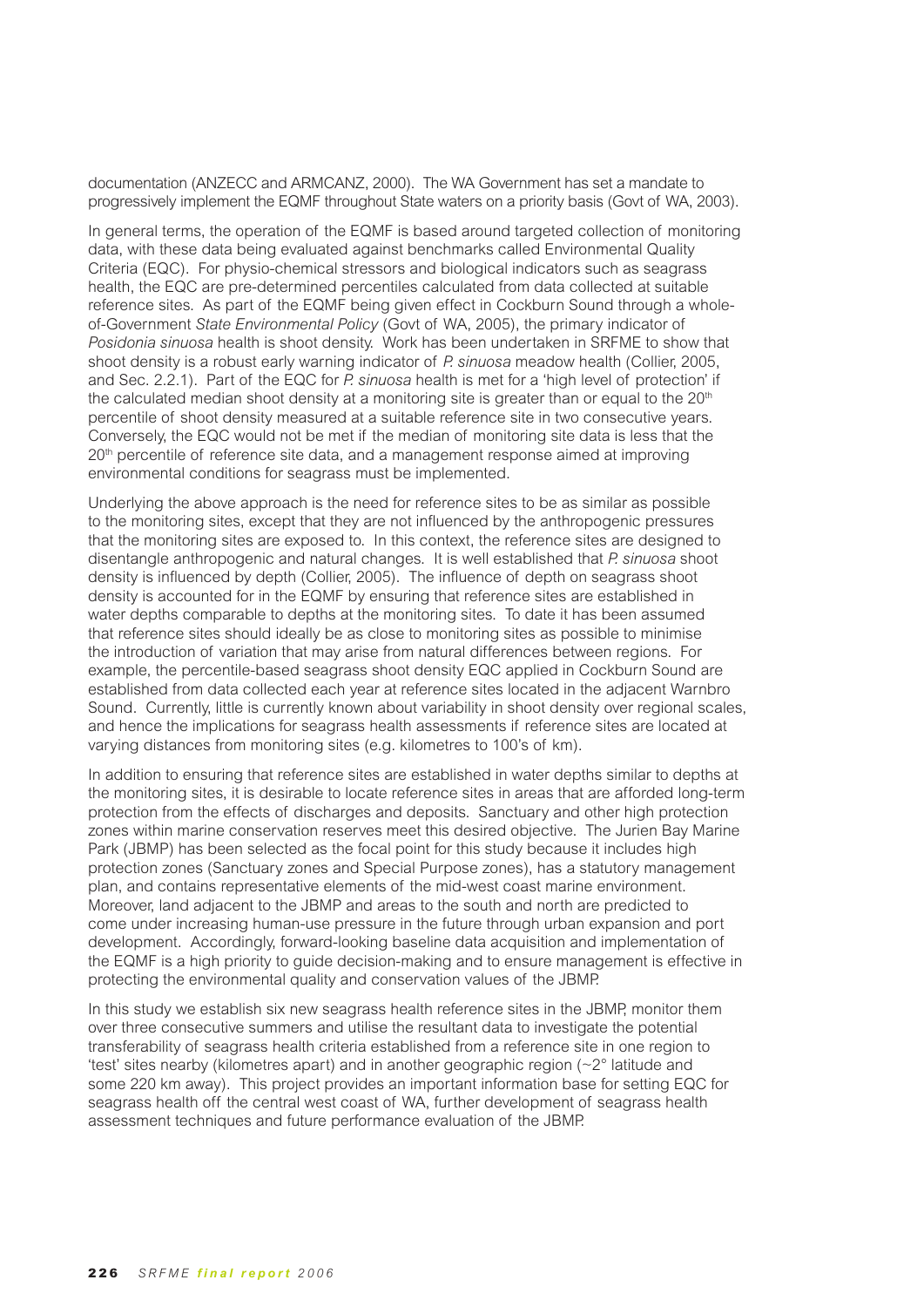documentation (ANZECC and ARMCANZ, 2000). The WA Government has set a mandate to progressively implement the EQMF throughout State waters on a priority basis (Govt of WA, 2003).

In general terms, the operation of the EQMF is based around targeted collection of monitoring data, with these data being evaluated against benchmarks called Environmental Quality Criteria (EQC). For physio-chemical stressors and biological indicators such as seagrass health, the EQC are pre-determined percentiles calculated from data collected at suitable reference sites. As part of the EQMF being given effect in Cockburn Sound through a whole-of-Government *State Environmental Policy* (Govt of WA, 2005), the primary indicator of *Posidonia sinuosa* health is shoot density. Work has been undertaken in SRFME to show that shoot density is a robust early warning indicator of *P. sinuosa* meadow health (Collier, 2005, and Sec. 2.2.1). Part of the EQC for *P. sinuosa* health is met for a 'high level of protection' if the calculated median shoot density at a monitoring site is greater than or equal to the 20[th] percentile of shoot density measured at a suitable reference site in two consecutive years. Conversely, the EQC would not be met if the median of monitoring site data is less that the 20[th] percentile of reference site data, and a management response aimed at improving environmental conditions for seagrass must be implemented.

Underlying the above approach is the need for reference sites to be as similar as possible to the monitoring sites, except that they are not influenced by the anthropogenic pressures that the monitoring sites are exposed to. In this context, the reference sites are designed to disentangle anthropogenic and natural changes. It is well established that *P. sinuosa* shoot density is influenced by depth (Collier, 2005). The influence of depth on seagrass shoot density is accounted for in the EQMF by ensuring that reference sites are established in water depths comparable to depths at the monitoring sites. To date it has been assumed that reference sites should ideally be as close to monitoring sites as possible to minimise the introduction of variation that may arise from natural differences between regions. For example, the percentile-based seagrass shoot density EQC applied in Cockburn Sound are established from data collected each year at reference sites located in the adjacent Warnbro Sound. Currently, little is currently known about variability in shoot density over regional scales, and hence the implications for seagrass health assessments if reference sites are located at varying distances from monitoring sites (e.g. kilometres to 100's of km).

In addition to ensuring that reference sites are established in water depths similar to depths at the monitoring sites, it is desirable to locate reference sites in areas that are afforded long-term protection from the effects of discharges and deposits. Sanctuary and other high protection zones within marine conservation reserves meet this desired objective. The Jurien Bay Marine Park (JBMP) has been selected as the focal point for this study because it includes high protection zones (Sanctuary zones and Special Purpose zones), has a statutory management plan, and contains representative elements of the mid-west coast marine environment. Moreover, land adjacent to the JBMP and areas to the south and north are predicted to come under increasing human-use pressure in the future through urban expansion and port development. Accordingly, forward-looking baseline data acquisition and implementation of the EQMF is a high priority to guide decision-making and to ensure management is effective in protecting the environmental quality and conservation values of the JBMP.

In this study we establish six new seagrass health reference sites in the JBMP, monitor them over three consecutive summers and utilise the resultant data to investigate the potential transferability of seagrass health criteria established from a reference site in one region to 'test' sites nearby (kilometres apart) and in another geographic region (~2° latitude and some 220 km away). This project provides an important information base for setting EQC for seagrass health off the central west coast of WA, further development of seagrass health assessment techniques and future performance evaluation of the JBMP.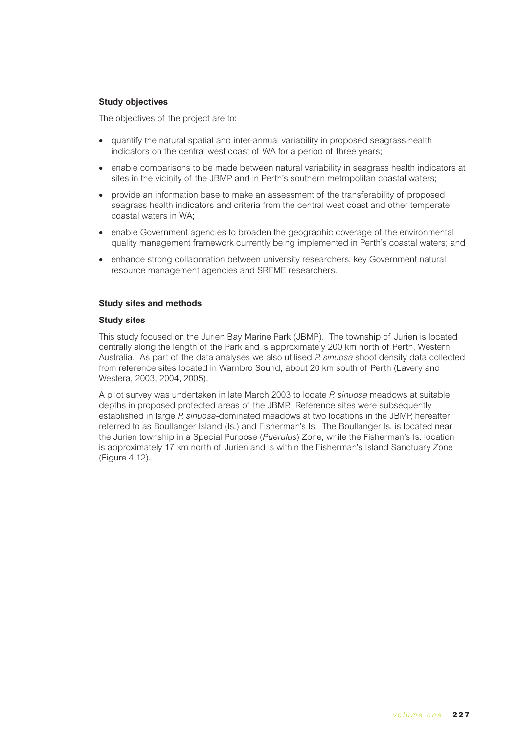**Study objectives**

The objectives of the project are to:

- quantify the natural spatial and inter-annual variability in proposed seagrass health indicators on the central west coast of WA for a period of three years;
- enable comparisons to be made between natural variability in seagrass health indicators at sites in the vicinity of the JBMP and in Perth's southern metropolitan coastal waters;
- provide an information base to make an assessment of the transferability of proposed seagrass health indicators and criteria from the central west coast and other temperate coastal waters in WA;
- enable Government agencies to broaden the geographic coverage of the environmental quality management framework currently being implemented in Perth's coastal waters; and
- enhance strong collaboration between university researchers, key Government natural resource management agencies and SRFME researchers.

**Study sites and methods**

**Study sites**

This study focused on the Jurien Bay Marine Park (JBMP). The township of Jurien is located centrally along the length of the Park and is approximately 200 km north of Perth, Western Australia. As part of the data analyses we also utilised *P. sinuosa* shoot density data collected from reference sites located in Warnbro Sound, about 20 km south of Perth (Lavery and Westera, 2003, 2004, 2005).

A pilot survey was undertaken in late March 2003 to locate *P. sinuosa* meadows at suitable depths in proposed protected areas of the JBMP. Reference sites were subsequently established in large *P. sinuosa*-dominated meadows at two locations in the JBMP, hereafter referred to as Boullanger Island (Is.) and Fisherman's Is. The Boullanger Is. is located near the Jurien township in a Special Purpose (*Puerulus*) Zone, while the Fisherman's Is. location is approximately 17 km north of Jurien and is within the Fisherman's Island Sanctuary Zone (Figure 4.12).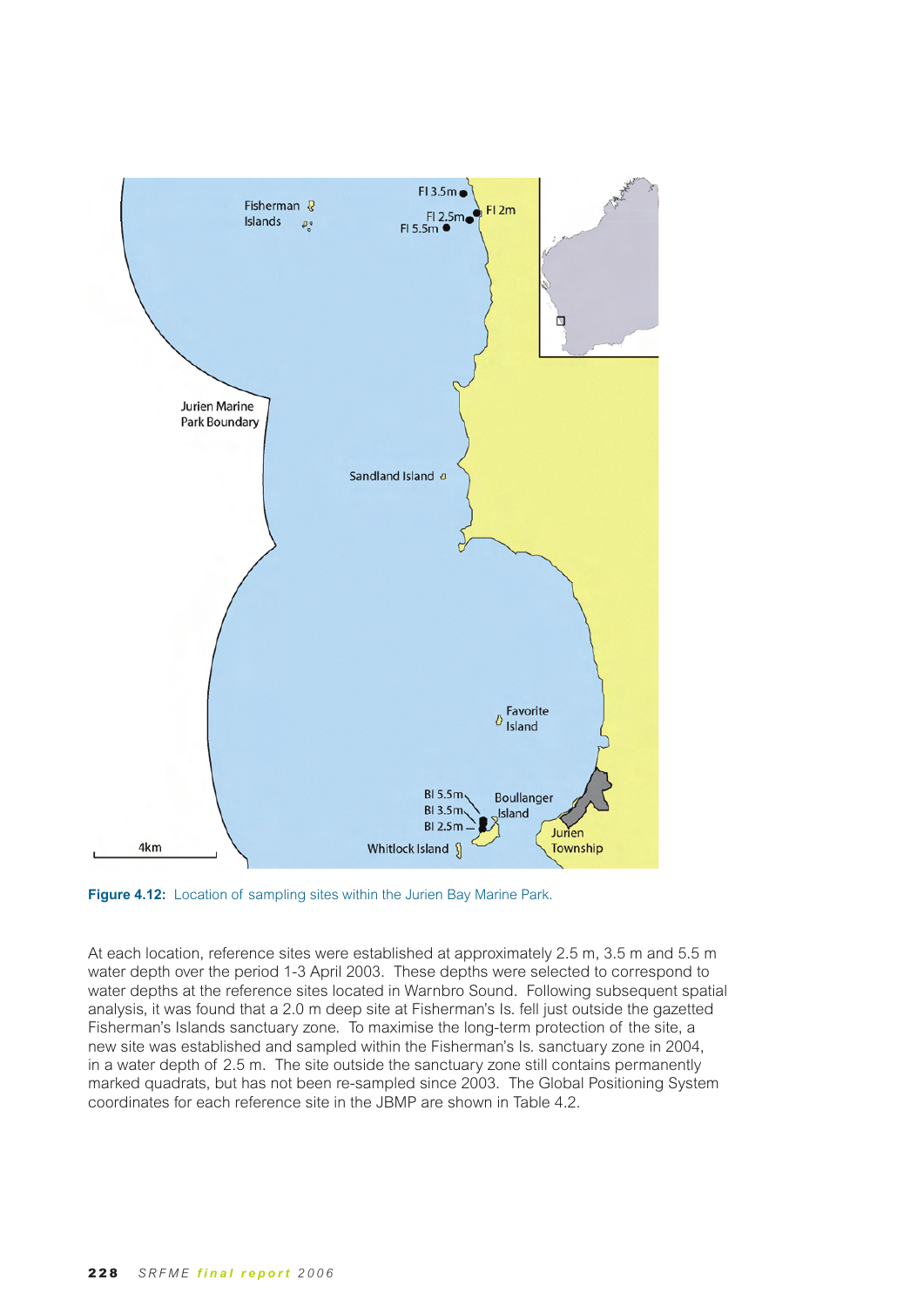**Figure 4.12:** Location of sampling sites within the Jurien Bay Marine Park.

At each location, reference sites were established at approximately 2.5 m, 3.5 m and 5.5 m water depth over the period 1-3 April 2003. These depths were selected to correspond to water depths at the reference sites located in Warnbro Sound. Following subsequent spatial analysis, it was found that a 2.0 m deep site at Fisherman's Is. fell just outside the gazetted Fisherman's Islands sanctuary zone. To maximise the long-term protection of the site, a new site was established and sampled within the Fisherman's Is. sanctuary zone in 2004, in a water depth of 2.5 m. The site outside the sanctuary zone still contains permanently marked quadrats, but has not been re-sampled since 2003. The Global Positioning System coordinates for each reference site in the JBMP are shown in Table 4.2.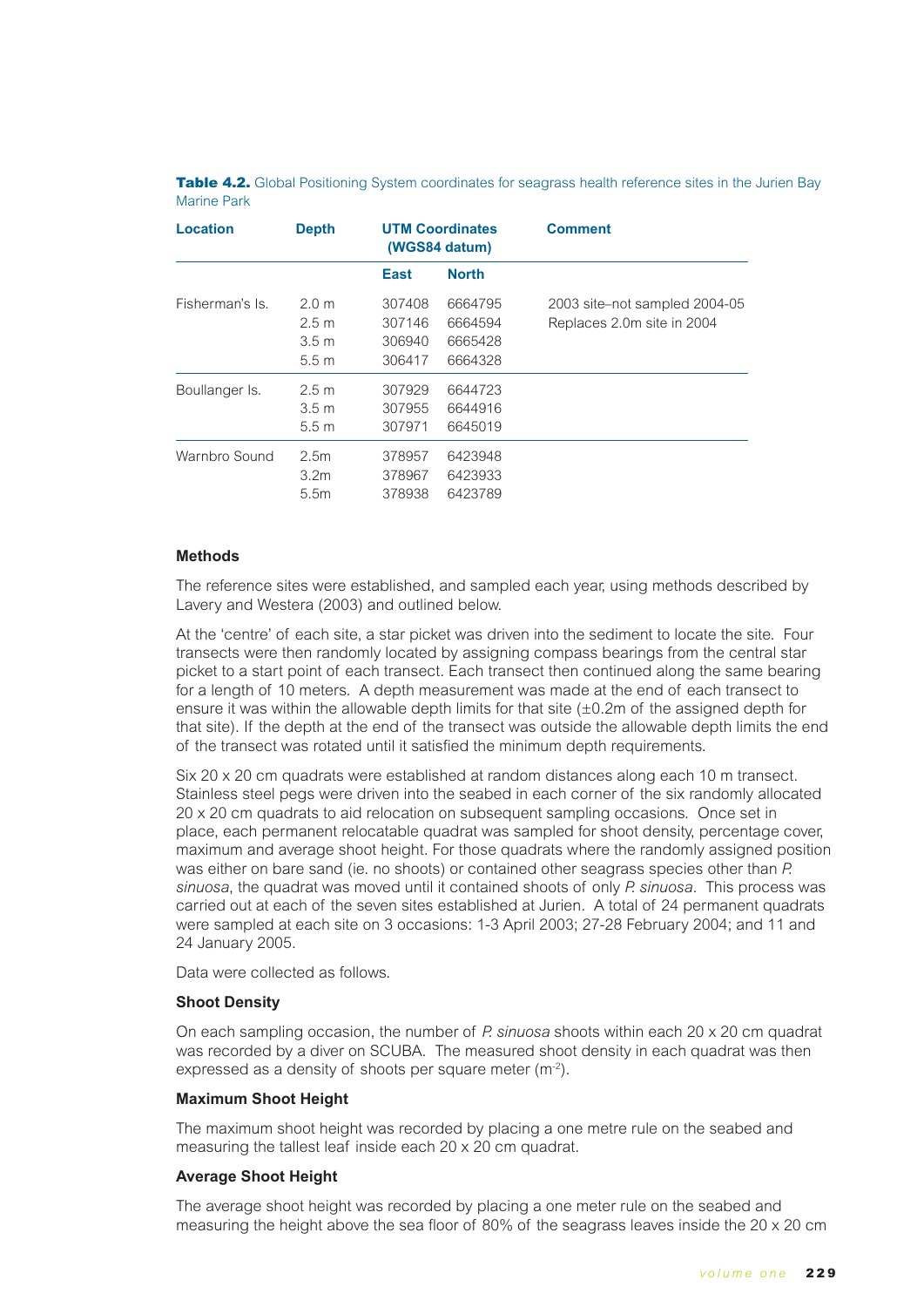**Table 4.2.** Global Positioning System coordinates for seagrass health reference sites in the Jurien Bay Marine Park

| Location | Depth | UTM Coordinates (WGS84 datum) | | Comment |
|---|---|---|---|---|
| | | East | North | |
| Fisherman's Is. | 2.0 m | 307408 | 6664795 | 2003 site–not sampled 2004-05 |
| | 2.5 m | 307146 | 6664594 | Replaces 2.0m site in 2004 |
| | 3.5 m | 306940 | 6665428 | |
| | 5.5 m | 306417 | 6664328 | |
| Boullanger Is. | 2.5 m | 307929 | 6644723 | |
| | 3.5 m | 307955 | 6644916 | |
| | 5.5 m | 307971 | 6645019 | |
| Warnbro Sound | 2.5m | 378957 | 6423948 | |
| | 3.2m | 378967 | 6423933 | |
| | 5.5m | 378938 | 6423789 | |

### Methods

The reference sites were established, and sampled each year, using methods described by Lavery and Westera (2003) and outlined below.

At the 'centre' of each site, a star picket was driven into the sediment to locate the site. Four transects were then randomly located by assigning compass bearings from the central star picket to a start point of each transect. Each transect then continued along the same bearing for a length of 10 meters. A depth measurement was made at the end of each transect to ensure it was within the allowable depth limits for that site (±0.2m of the assigned depth for that site). If the depth at the end of the transect was outside the allowable depth limits the end of the transect was rotated until it satisfied the minimum depth requirements.

Six 20 x 20 cm quadrats were established at random distances along each 10 m transect. Stainless steel pegs were driven into the seabed in each corner of the six randomly allocated 20 x 20 cm quadrats to aid relocation on subsequent sampling occasions. Once set in place, each permanent relocatable quadrat was sampled for shoot density, percentage cover, maximum and average shoot height. For those quadrats where the randomly assigned position was either on bare sand (ie. no shoots) or contained other seagrass species other than *P. sinuosa*, the quadrat was moved until it contained shoots of only *P. sinuosa*. This process was carried out at each of the seven sites established at Jurien. A total of 24 permanent quadrats were sampled at each site on 3 occasions: 1-3 April 2003; 27-28 February 2004; and 11 and 24 January 2005.

Data were collected as follows.

#### Shoot Density

On each sampling occasion, the number of *P. sinuosa* shoots within each 20 x 20 cm quadrat was recorded by a diver on SCUBA. The measured shoot density in each quadrat was then expressed as a density of shoots per square meter ($m^{-2}$).

#### Maximum Shoot Height

The maximum shoot height was recorded by placing a one metre rule on the seabed and measuring the tallest leaf inside each 20 x 20 cm quadrat.

#### Average Shoot Height

The average shoot height was recorded by placing a one meter rule on the seabed and measuring the height above the sea floor of 80% of the seagrass leaves inside the 20 x 20 cm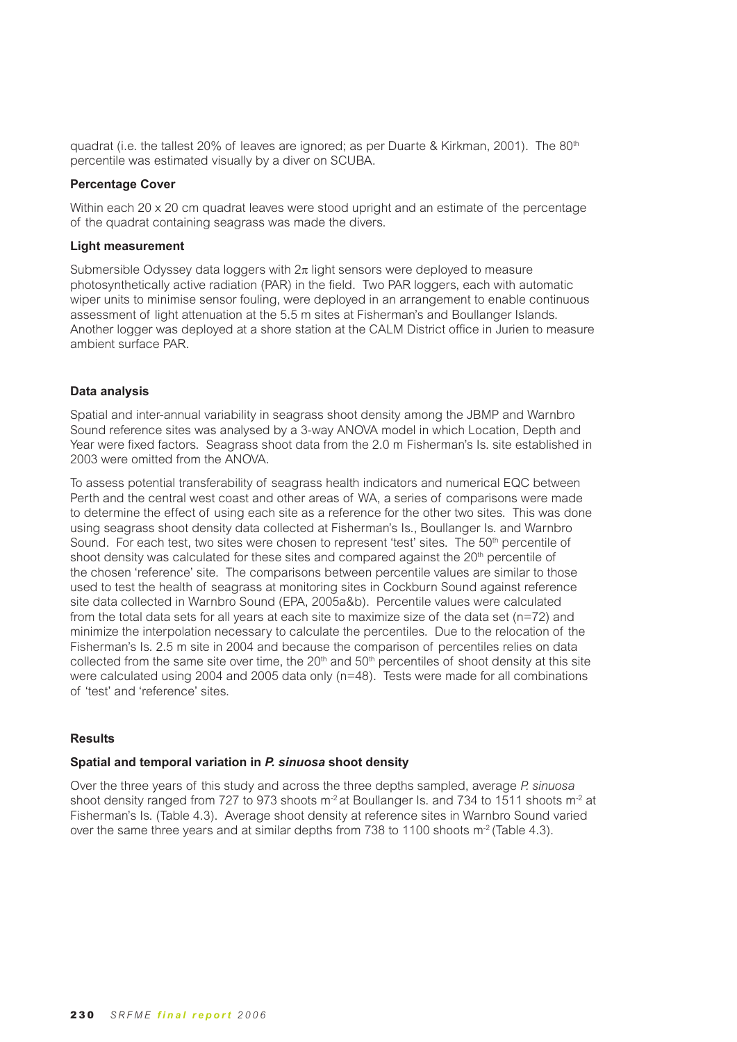quadrat (i.e. the tallest 20% of leaves are ignored; as per Duarte & Kirkman, 2001). The 80th percentile was estimated visually by a diver on SCUBA.

**Percentage Cover**

Within each 20 x 20 cm quadrat leaves were stood upright and an estimate of the percentage of the quadrat containing seagrass was made the divers.

**Light measurement**

Submersible Odyssey data loggers with $2\pi$ light sensors were deployed to measure photosynthetically active radiation (PAR) in the field. Two PAR loggers, each with automatic wiper units to minimise sensor fouling, were deployed in an arrangement to enable continuous assessment of light attenuation at the 5.5 m sites at Fisherman's and Boullanger Islands. Another logger was deployed at a shore station at the CALM District office in Jurien to measure ambient surface PAR.

**Data analysis**

Spatial and inter-annual variability in seagrass shoot density among the JBMP and Warnbro Sound reference sites was analysed by a 3-way ANOVA model in which Location, Depth and Year were fixed factors. Seagrass shoot data from the 2.0 m Fisherman's Is. site established in 2003 were omitted from the ANOVA.

To assess potential transferability of seagrass health indicators and numerical EQC between Perth and the central west coast and other areas of WA, a series of comparisons were made to determine the effect of using each site as a reference for the other two sites. This was done using seagrass shoot density data collected at Fisherman's Is., Boullanger Is. and Warnbro Sound. For each test, two sites were chosen to represent 'test' sites. The 50th percentile of shoot density was calculated for these sites and compared against the 20th percentile of the chosen 'reference' site. The comparisons between percentile values are similar to those used to test the health of seagrass at monitoring sites in Cockburn Sound against reference site data collected in Warnbro Sound (EPA, 2005a&b). Percentile values were calculated from the total data sets for all years at each site to maximize size of the data set (n=72) and minimize the interpolation necessary to calculate the percentiles. Due to the relocation of the Fisherman's Is. 2.5 m site in 2004 and because the comparison of percentiles relies on data collected from the same site over time, the 20th and 50th percentiles of shoot density at this site were calculated using 2004 and 2005 data only (n=48). Tests were made for all combinations of 'test' and 'reference' sites.

**Results**

**Spatial and temporal variation in *P. sinuosa* shoot density**

Over the three years of this study and across the three depths sampled, average *P. sinuosa* shoot density ranged from 727 to 973 shoots $m^{-2}$ at Boullanger Is. and 734 to 1511 shoots $m^{-2}$ at Fisherman's Is. (Table 4.3). Average shoot density at reference sites in Warnbro Sound varied over the same three years and at similar depths from 738 to 1100 shoots $m^{-2}$ (Table 4.3).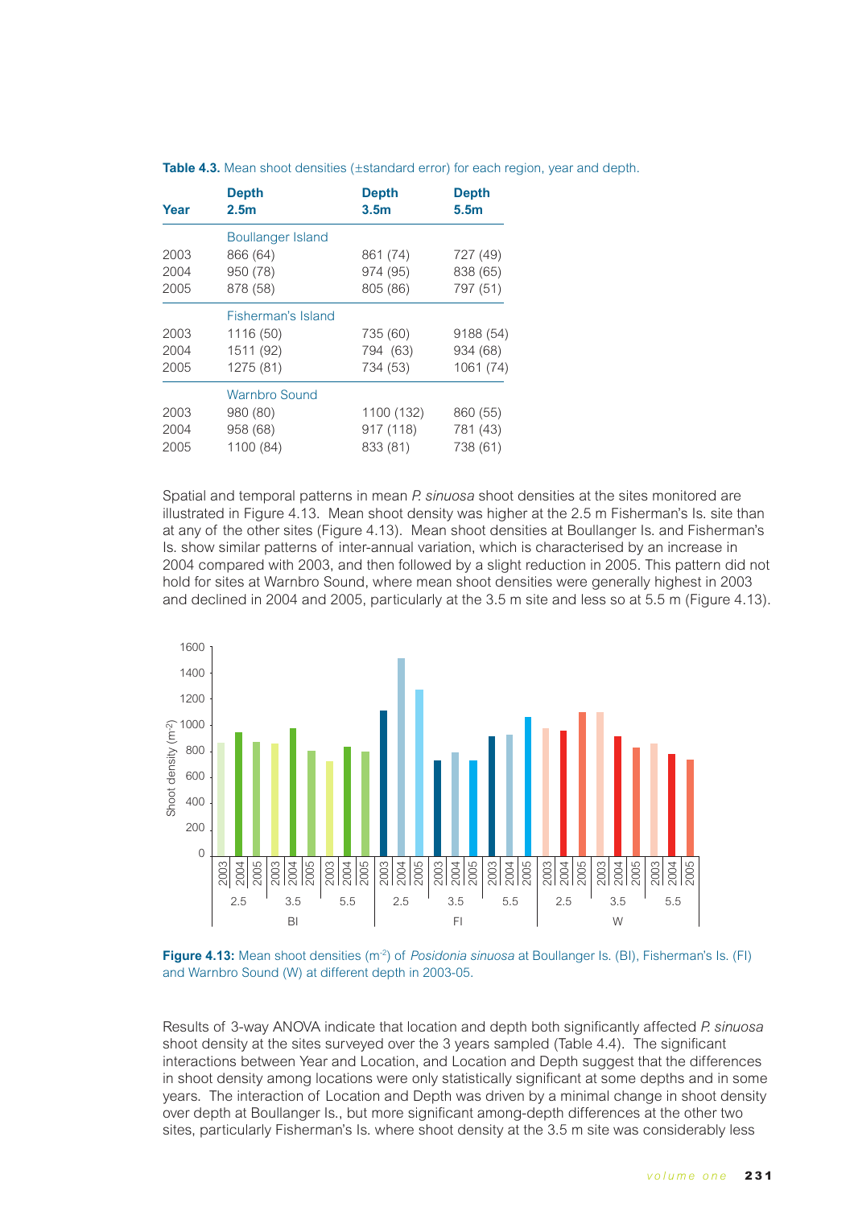**Table 4.3.** Mean shoot densities (±standard error) for each region, year and depth.

| Year | Depth 2.5m | Depth 3.5m | Depth 5.5m |
|---|---|---|---|
| | Boullanger Island | | |
| 2003 | 866 (64) | 861 (74) | 727 (49) |
| 2004 | 950 (78) | 974 (95) | 838 (65) |
| 2005 | 878 (58) | 805 (86) | 797 (51) |
| | Fisherman's Island | | |
| 2003 | 1116 (50) | 735 (60) | 9188 (54) |
| 2004 | 1511 (92) | 794 (63) | 934 (68) |
| 2005 | 1275 (81) | 734 (53) | 1061 (74) |
| | Warnbro Sound | | |
| 2003 | 980 (80) | 1100 (132) | 860 (55) |
| 2004 | 958 (68) | 917 (118) | 781 (43) |
| 2005 | 1100 (84) | 833 (81) | 738 (61) |

Spatial and temporal patterns in mean *P. sinuosa* shoot densities at the sites monitored are illustrated in Figure 4.13. Mean shoot density was higher at the 2.5 m Fisherman's Is. site than at any of the other sites (Figure 4.13). Mean shoot densities at Boullanger Is. and Fisherman's Is. show similar patterns of inter-annual variation, which is characterised by an increase in 2004 compared with 2003, and then followed by a slight reduction in 2005. This pattern did not hold for sites at Warnbro Sound, where mean shoot densities were generally highest in 2003 and declined in 2004 and 2005, particularly at the 3.5 m site and less so at 5.5 m (Figure 4.13).

**Figure 4.13:** Mean shoot densities ($m^{-2}$) of *Posidonia sinuosa* at Boullanger Is. (BI), Fisherman's Is. (FI) and Warnbro Sound (W) at different depth in 2003-05.

Results of 3-way ANOVA indicate that location and depth both significantly affected *P. sinuosa* shoot density at the sites surveyed over the 3 years sampled (Table 4.4). The significant interactions between Year and Location, and Location and Depth suggest that the differences in shoot density among locations were only statistically significant at some depths and in some years. The interaction of Location and Depth was driven by a minimal change in shoot density over depth at Boullanger Is., but more significant among-depth differences at the other two sites, particularly Fisherman's Is. where shoot density at the 3.5 m site was considerably less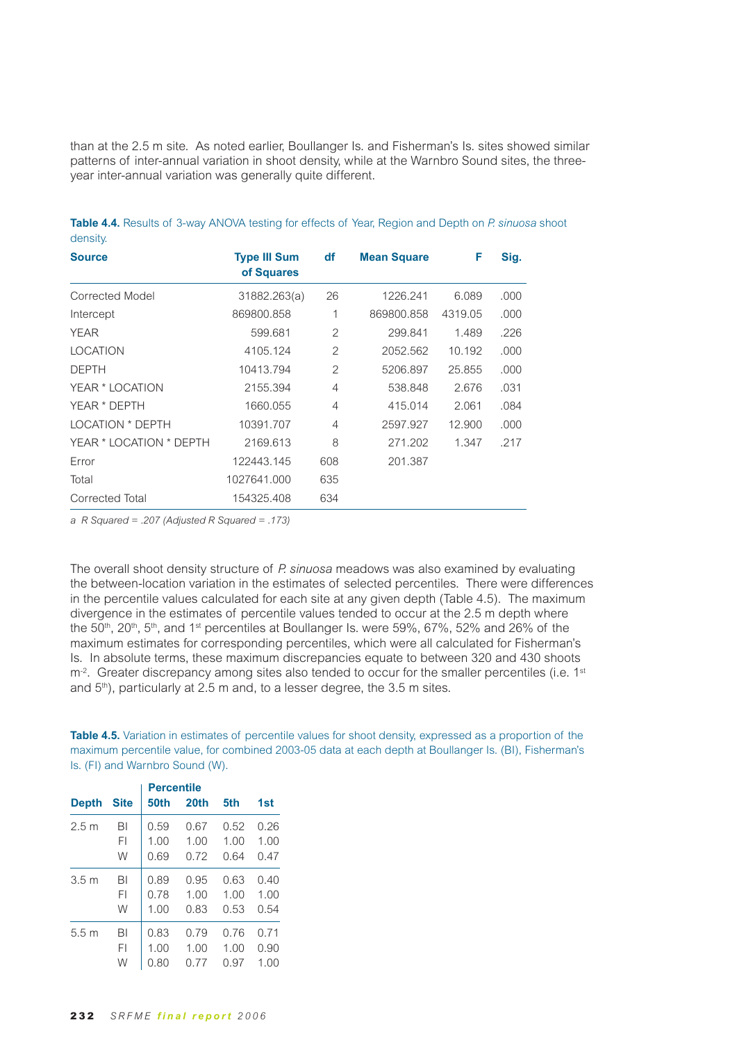than at the 2.5 m site. As noted earlier, Boullanger Is. and Fisherman's Is. sites showed similar patterns of inter-annual variation in shoot density, while at the Warnbro Sound sites, the three-year inter-annual variation was generally quite different.

**Table 4.4.** Results of 3-way ANOVA testing for effects of Year, Region and Depth on *P. sinuosa* shoot density.

| Source | Type III Sum of Squares | df | Mean Square | F | Sig. |
|---|---|---|---|---|---|
| Corrected Model | 31882.263(a) | 26 | 1226.241 | 6.089 | .000 |
| Intercept | 869800.858 | 1 | 869800.858 | 4319.05 | .000 |
| YEAR | 599.681 | 2 | 299.841 | 1.489 | .226 |
| LOCATION | 4105.124 | 2 | 2052.562 | 10.192 | .000 |
| DEPTH | 10413.794 | 2 | 5206.897 | 25.855 | .000 |
| YEAR * LOCATION | 2155.394 | 4 | 538.848 | 2.676 | .031 |
| YEAR * DEPTH | 1660.055 | 4 | 415.014 | 2.061 | .084 |
| LOCATION * DEPTH | 10391.707 | 4 | 2597.927 | 12.900 | .000 |
| YEAR * LOCATION * DEPTH | 2169.613 | 8 | 271.202 | 1.347 | .217 |
| Error | 122443.145 | 608 | 201.387 | | |
| Total | 1027641.000 | 635 | | | |
| Corrected Total | 154325.408 | 634 | | | |

*a R Squared = .207 (Adjusted R Squared = .173)*

The overall shoot density structure of *P. sinuosa* meadows was also examined by evaluating the between-location variation in the estimates of selected percentiles. There were differences in the percentile values calculated for each site at any given depth (Table 4.5). The maximum divergence in the estimates of percentile values tended to occur at the 2.5 m depth where the 50th, 20th, 5th, and 1st percentiles at Boullanger Is. were 59%, 67%, 52% and 26% of the maximum estimates for corresponding percentiles, which were all calculated for Fisherman's Is. In absolute terms, these maximum discrepancies equate to between 320 and 430 shoots m$^{-2}$. Greater discrepancy among sites also tended to occur for the smaller percentiles (i.e. 1st and 5th), particularly at 2.5 m and, to a lesser degree, the 3.5 m sites.

**Table 4.5.** Variation in estimates of percentile values for shoot density, expressed as a proportion of the maximum percentile value, for combined 2003-05 data at each depth at Boullanger Is. (BI), Fisherman's Is. (FI) and Warnbro Sound (W).

| | | Percentile | | | |
|---|---|---|---|---|---|
| Depth | Site | 50th | 20th | 5th | 1st |
| 2.5 m | BI | 0.59 | 0.67 | 0.52 | 0.26 |
| | FI | 1.00 | 1.00 | 1.00 | 1.00 |
| | W | 0.69 | 0.72 | 0.64 | 0.47 |
| 3.5 m | BI | 0.89 | 0.95 | 0.63 | 0.40 |
| | FI | 0.78 | 1.00 | 1.00 | 1.00 |
| | W | 1.00 | 0.83 | 0.53 | 0.54 |
| 5.5 m | BI | 0.83 | 0.79 | 0.76 | 0.71 |
| | FI | 1.00 | 1.00 | 1.00 | 0.90 |
| | W | 0.80 | 0.77 | 0.97 | 1.00 |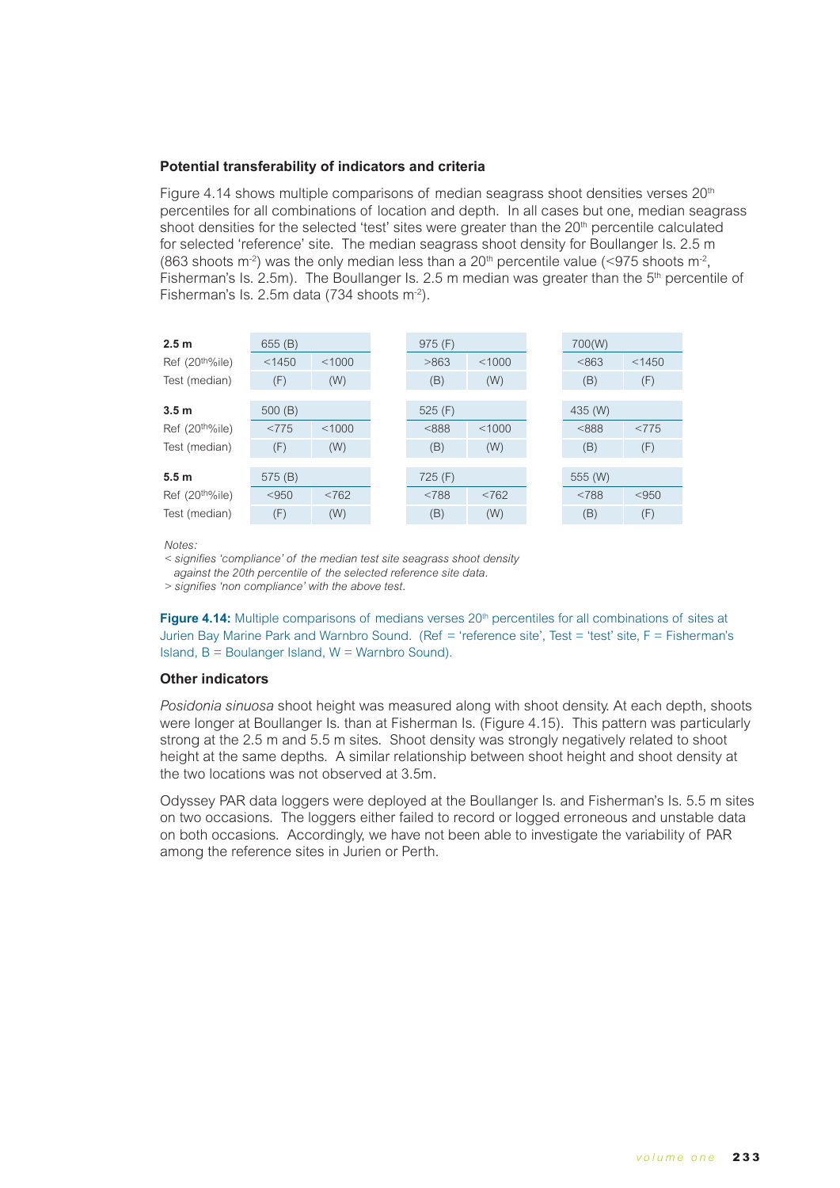### Potential transferability of indicators and criteria

Figure 4.14 shows multiple comparisons of median seagrass shoot densities verses 20[th] percentiles for all combinations of location and depth. In all cases but one, median seagrass shoot densities for the selected 'test' sites were greater than the 20[th] percentile calculated for selected 'reference' site. The median seagrass shoot density for Boullanger Is. 2.5 m (863 shoots m$^{-2}$) was the only median less than a 20[th] percentile value (<975 shoots m$^{-2}$, Fisherman's Is. 2.5m). The Boullanger Is. 2.5 m median was greater than the 5[th] percentile of Fisherman's Is. 2.5m data (734 shoots m$^{-2}$).

| 2.5 m | 655 (B) | | 975 (F) | | 700(W) | |
|---|---|---|---|---|---|---|
| Ref (20[th]%ile) | <1450 | <1000 | >863 | <1000 | <863 | <1450 |
| Test (median) | (F) | (W) | (B) | (W) | (B) | (F) |
| **3.5 m** | 500 (B) | | 525 (F) | | 435 (W) | |
| Ref (20[th]%ile) | <775 | <1000 | <888 | <1000 | <888 | <775 |
| Test (median) | (F) | (W) | (B) | (W) | (B) | (F) |
| **5.5 m** | 575 (B) | | 725 (F) | | 555 (W) | |
| Ref (20[th]%ile) | <950 | <762 | <788 | <762 | <788 | <950 |
| Test (median) | (F) | (W) | (B) | (W) | (B) | (F) |

*Notes:*
*< signifies 'compliance' of the median test site seagrass shoot density against the 20th percentile of the selected reference site data.*
*> signifies 'non compliance' with the above test.*

**Figure 4.14:** Multiple comparisons of medians verses 20[th] percentiles for all combinations of sites at Jurien Bay Marine Park and Warnbro Sound. (Ref = 'reference site', Test = 'test' site, F = Fisherman's Island, B = Boulanger Island, W = Warnbro Sound).

### Other indicators

*Posidonia sinuosa* shoot height was measured along with shoot density. At each depth, shoots were longer at Boullanger Is. than at Fisherman Is. (Figure 4.15). This pattern was particularly strong at the 2.5 m and 5.5 m sites. Shoot density was strongly negatively related to shoot height at the same depths. A similar relationship between shoot height and shoot density at the two locations was not observed at 3.5m.

Odyssey PAR data loggers were deployed at the Boullanger Is. and Fisherman's Is. 5.5 m sites on two occasions. The loggers either failed to record or logged erroneous and unstable data on both occasions. Accordingly, we have not been able to investigate the variability of PAR among the reference sites in Jurien or Perth.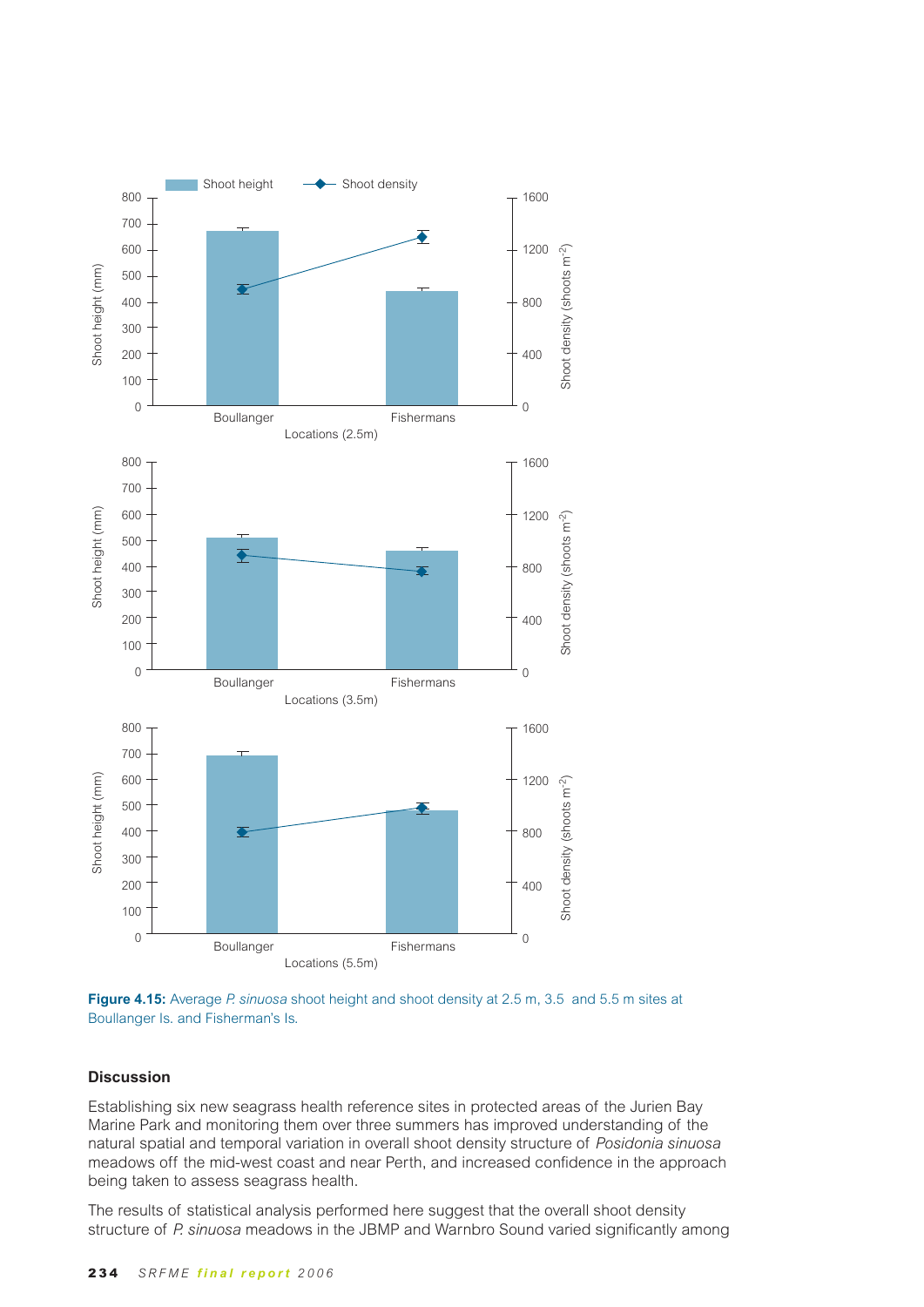**Figure 4.15:** Average *P. sinuosa* shoot height and shoot density at 2.5 m, 3.5 and 5.5 m sites at Boullanger Is. and Fisherman's Is.

### Discussion

Establishing six new seagrass health reference sites in protected areas of the Jurien Bay Marine Park and monitoring them over three summers has improved understanding of the natural spatial and temporal variation in overall shoot density structure of *Posidonia sinuosa* meadows off the mid-west coast and near Perth, and increased confidence in the approach being taken to assess seagrass health.

The results of statistical analysis performed here suggest that the overall shoot density structure of *P. sinuosa* meadows in the JBMP and Warnbro Sound varied significantly among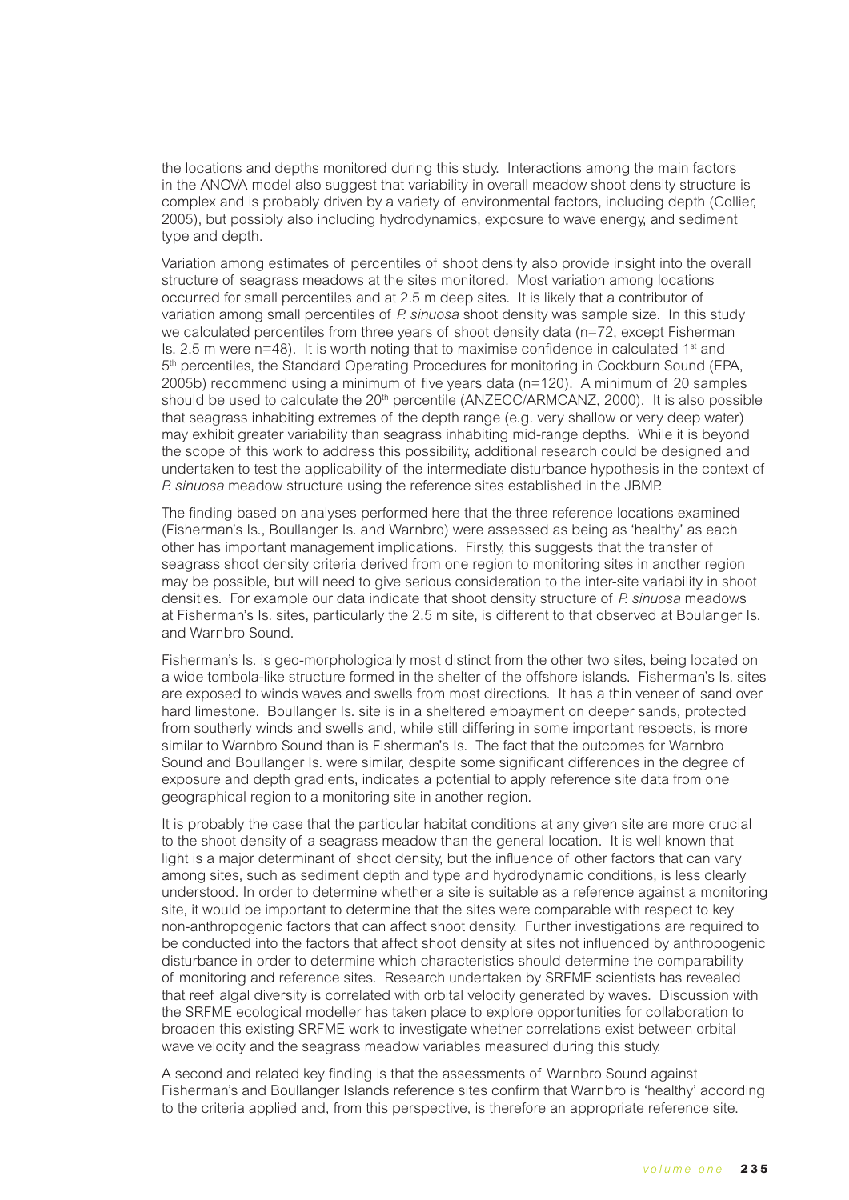the locations and depths monitored during this study. Interactions among the main factors in the ANOVA model also suggest that variability in overall meadow shoot density structure is complex and is probably driven by a variety of environmental factors, including depth (Collier, 2005), but possibly also including hydrodynamics, exposure to wave energy, and sediment type and depth.

Variation among estimates of percentiles of shoot density also provide insight into the overall structure of seagrass meadows at the sites monitored. Most variation among locations occurred for small percentiles and at 2.5 m deep sites. It is likely that a contributor of variation among small percentiles of *P. sinuosa* shoot density was sample size. In this study we calculated percentiles from three years of shoot density data (n=72, except Fisherman Is. 2.5 m were n=48). It is worth noting that to maximise confidence in calculated 1st and 5th percentiles, the Standard Operating Procedures for monitoring in Cockburn Sound (EPA, 2005b) recommend using a minimum of five years data (n=120). A minimum of 20 samples should be used to calculate the 20th percentile (ANZECC/ARMCANZ, 2000). It is also possible that seagrass inhabiting extremes of the depth range (e.g. very shallow or very deep water) may exhibit greater variability than seagrass inhabiting mid-range depths. While it is beyond the scope of this work to address this possibility, additional research could be designed and undertaken to test the applicability of the intermediate disturbance hypothesis in the context of *P. sinuosa* meadow structure using the reference sites established in the JBMP.

The finding based on analyses performed here that the three reference locations examined (Fisherman's Is., Boullanger Is. and Warnbro) were assessed as being as 'healthy' as each other has important management implications. Firstly, this suggests that the transfer of seagrass shoot density criteria derived from one region to monitoring sites in another region may be possible, but will need to give serious consideration to the inter-site variability in shoot densities. For example our data indicate that shoot density structure of *P. sinuosa* meadows at Fisherman's Is. sites, particularly the 2.5 m site, is different to that observed at Boulanger Is. and Warnbro Sound.

Fisherman's Is. is geo-morphologically most distinct from the other two sites, being located on a wide tombola-like structure formed in the shelter of the offshore islands. Fisherman's Is. sites are exposed to winds waves and swells from most directions. It has a thin veneer of sand over hard limestone. Boullanger Is. site is in a sheltered embayment on deeper sands, protected from southerly winds and swells and, while still differing in some important respects, is more similar to Warnbro Sound than is Fisherman's Is. The fact that the outcomes for Warnbro Sound and Boullanger Is. were similar, despite some significant differences in the degree of exposure and depth gradients, indicates a potential to apply reference site data from one geographical region to a monitoring site in another region.

It is probably the case that the particular habitat conditions at any given site are more crucial to the shoot density of a seagrass meadow than the general location. It is well known that light is a major determinant of shoot density, but the influence of other factors that can vary among sites, such as sediment depth and type and hydrodynamic conditions, is less clearly understood. In order to determine whether a site is suitable as a reference against a monitoring site, it would be important to determine that the sites were comparable with respect to key non-anthropogenic factors that can affect shoot density. Further investigations are required to be conducted into the factors that affect shoot density at sites not influenced by anthropogenic disturbance in order to determine which characteristics should determine the comparability of monitoring and reference sites. Research undertaken by SRFME scientists has revealed that reef algal diversity is correlated with orbital velocity generated by waves. Discussion with the SRFME ecological modeller has taken place to explore opportunities for collaboration to broaden this existing SRFME work to investigate whether correlations exist between orbital wave velocity and the seagrass meadow variables measured during this study.

A second and related key finding is that the assessments of Warnbro Sound against Fisherman's and Boullanger Islands reference sites confirm that Warnbro is 'healthy' according to the criteria applied and, from this perspective, is therefore an appropriate reference site.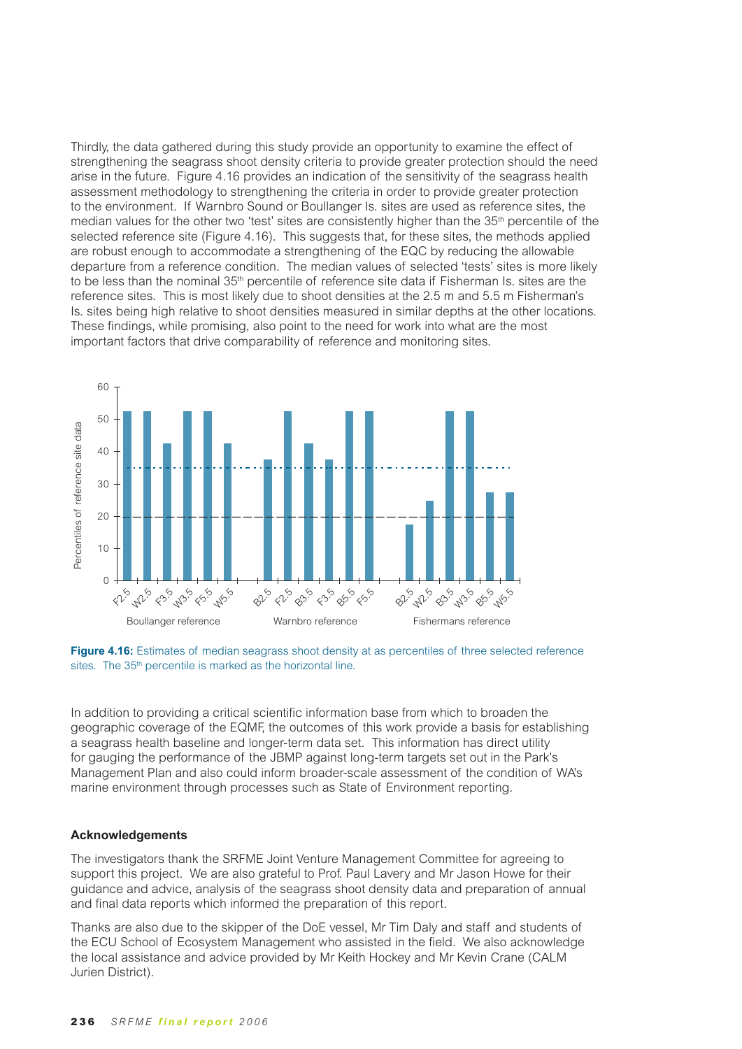Thirdly, the data gathered during this study provide an opportunity to examine the effect of strengthening the seagrass shoot density criteria to provide greater protection should the need arise in the future. Figure 4.16 provides an indication of the sensitivity of the seagrass health assessment methodology to strengthening the criteria in order to provide greater protection to the environment. If Warnbro Sound or Boullanger Is. sites are used as reference sites, the median values for the other two 'test' sites are consistently higher than the 35th percentile of the selected reference site (Figure 4.16). This suggests that, for these sites, the methods applied are robust enough to accommodate a strengthening of the EQC by reducing the allowable departure from a reference condition. The median values of selected 'tests' sites is more likely to be less than the nominal 35th percentile of reference site data if Fisherman Is. sites are the reference sites. This is most likely due to shoot densities at the 2.5 m and 5.5 m Fisherman's Is. sites being high relative to shoot densities measured in similar depths at the other locations. These findings, while promising, also point to the need for work into what are the most important factors that drive comparability of reference and monitoring sites.

**Figure 4.16:** Estimates of median seagrass shoot density at as percentiles of three selected reference sites. The 35th percentile is marked as the horizontal line.

In addition to providing a critical scientific information base from which to broaden the geographic coverage of the EQMF, the outcomes of this work provide a basis for establishing a seagrass health baseline and longer-term data set. This information has direct utility for gauging the performance of the JBMP against long-term targets set out in the Park's Management Plan and also could inform broader-scale assessment of the condition of WA's marine environment through processes such as State of Environment reporting.

**Acknowledgements**

The investigators thank the SRFME Joint Venture Management Committee for agreeing to support this project. We are also grateful to Prof. Paul Lavery and Mr Jason Howe for their guidance and advice, analysis of the seagrass shoot density data and preparation of annual and final data reports which informed the preparation of this report.

Thanks are also due to the skipper of the DoE vessel, Mr Tim Daly and staff and students of the ECU School of Ecosystem Management who assisted in the field. We also acknowledge the local assistance and advice provided by Mr Keith Hockey and Mr Kevin Crane (CALM Jurien District).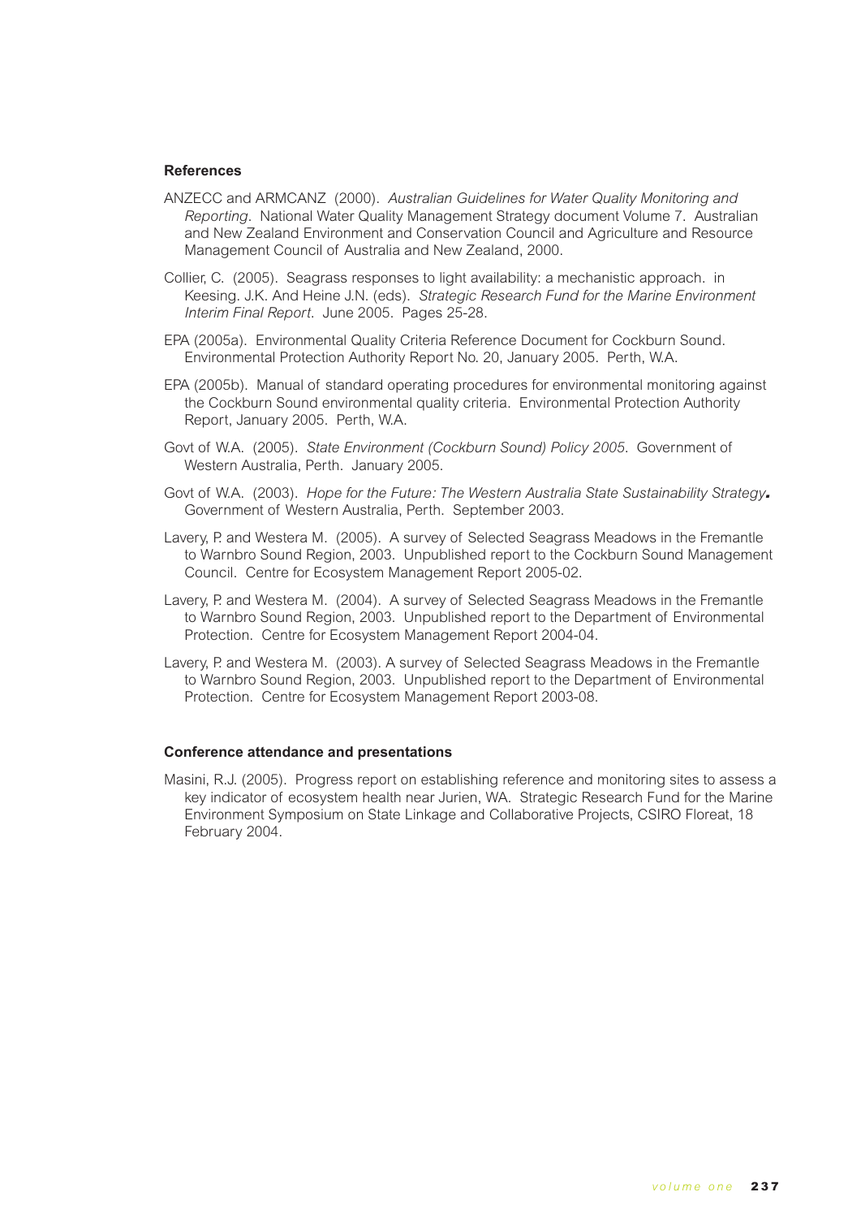### References

ANZECC and ARMCANZ (2000). *Australian Guidelines for Water Quality Monitoring and Reporting*. National Water Quality Management Strategy document Volume 7. Australian and New Zealand Environment and Conservation Council and Agriculture and Resource Management Council of Australia and New Zealand, 2000.

Collier, C. (2005). Seagrass responses to light availability: a mechanistic approach. in Keesing. J.K. And Heine J.N. (eds). *Strategic Research Fund for the Marine Environment Interim Final Report*. June 2005. Pages 25-28.

EPA (2005a). Environmental Quality Criteria Reference Document for Cockburn Sound. Environmental Protection Authority Report No. 20, January 2005. Perth, W.A.

EPA (2005b). Manual of standard operating procedures for environmental monitoring against the Cockburn Sound environmental quality criteria. Environmental Protection Authority Report, January 2005. Perth, W.A.

Govt of W.A. (2005). *State Environment (Cockburn Sound) Policy 2005*. Government of Western Australia, Perth. January 2005.

Govt of W.A. (2003). *Hope for the Future: The Western Australia State Sustainability Strategy.* Government of Western Australia, Perth. September 2003.

Lavery, P. and Westera M. (2005). A survey of Selected Seagrass Meadows in the Fremantle to Warnbro Sound Region, 2003. Unpublished report to the Cockburn Sound Management Council. Centre for Ecosystem Management Report 2005-02.

Lavery, P. and Westera M. (2004). A survey of Selected Seagrass Meadows in the Fremantle to Warnbro Sound Region, 2003. Unpublished report to the Department of Environmental Protection. Centre for Ecosystem Management Report 2004-04.

Lavery, P. and Westera M. (2003). A survey of Selected Seagrass Meadows in the Fremantle to Warnbro Sound Region, 2003. Unpublished report to the Department of Environmental Protection. Centre for Ecosystem Management Report 2003-08.

### Conference attendance and presentations

Masini, R.J. (2005). Progress report on establishing reference and monitoring sites to assess a key indicator of ecosystem health near Jurien, WA. Strategic Research Fund for the Marine Environment Symposium on State Linkage and Collaborative Projects, CSIRO Floreat, 18 February 2004.